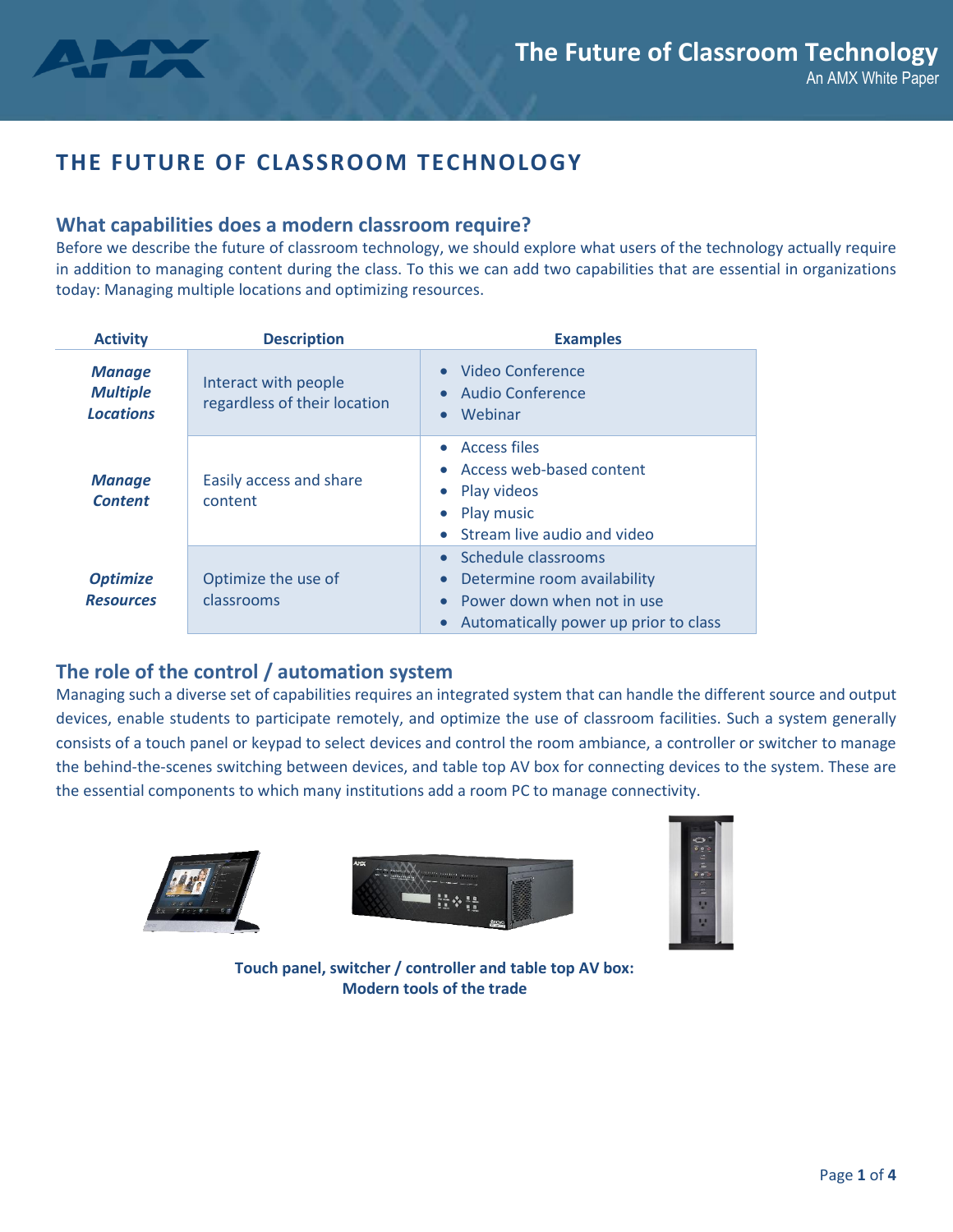# THE FUTURE OF CLASSROOM TECHNOLOGY

## What capabilities does a modern classroom require?

Before we describe the future of classroom technology, we should explore what users of the technology actually require in addition to managing content during the class. To this we can add two capabilities that are essential in organizations today: Managing multiple locations and optimizing resources.

| Activity | Description | Examples |
|---|---|---|
| ***Manage Multiple Locations*** | Interact with people regardless of their location | • Video Conference<br>• Audio Conference<br>• Webinar |
| ***Manage Content*** | Easily access and share content | • Access files<br>• Access web-based content<br>• Play videos<br>• Play music<br>• Stream live audio and video |
| ***Optimize Resources*** | Optimize the use of classrooms | • Schedule classrooms<br>• Determine room availability<br>• Power down when not in use<br>• Automatically power up prior to class |

## The role of the control / automation system

Managing such a diverse set of capabilities requires an integrated system that can handle the different source and output devices, enable students to participate remotely, and optimize the use of classroom facilities. Such a system generally consists of a touch panel or keypad to select devices and control the room ambiance, a controller or switcher to manage the behind-the-scenes switching between devices, and table top AV box for connecting devices to the system. These are the essential components to which many institutions add a room PC to manage connectivity.

**Touch panel, switcher / controller and table top AV box: Modern tools of the trade**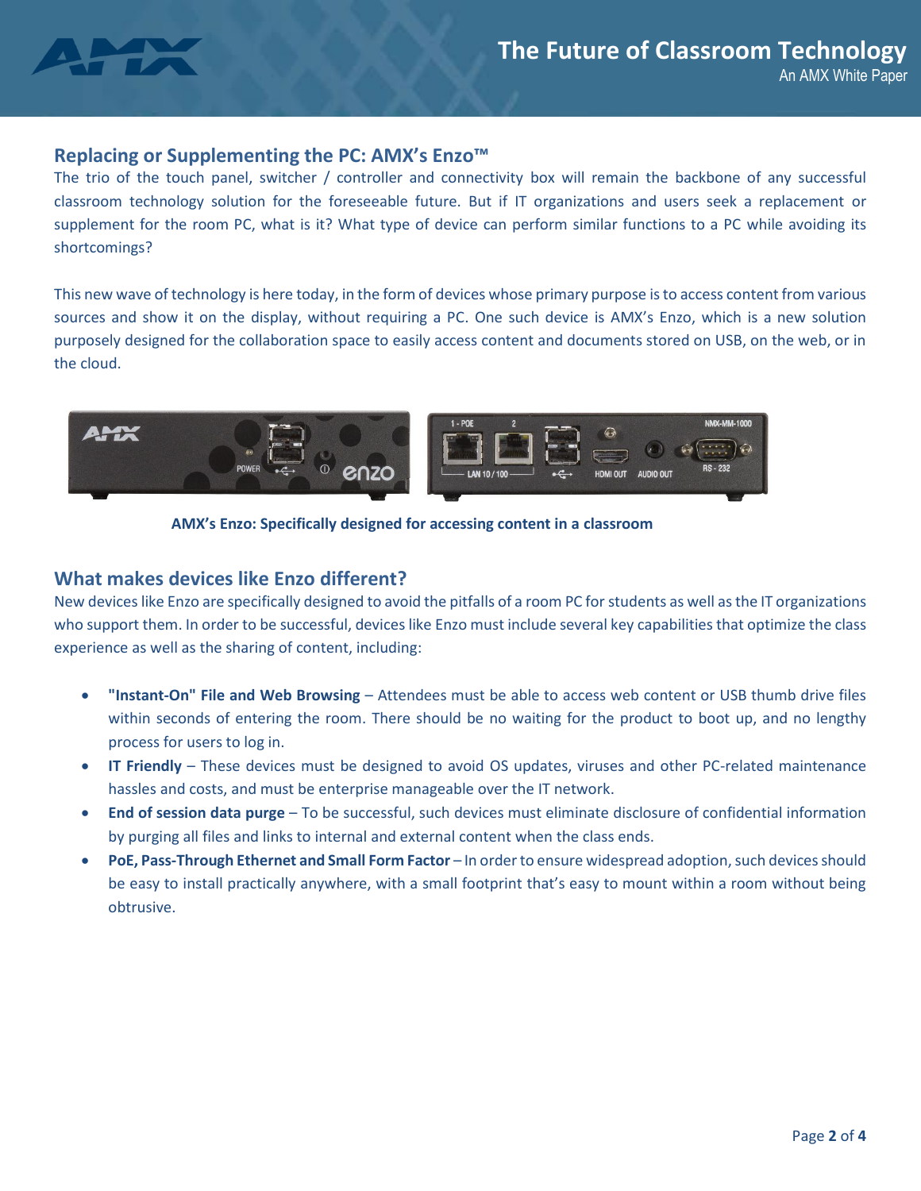## Replacing or Supplementing the PC: AMX's Enzo™

The trio of the touch panel, switcher / controller and connectivity box will remain the backbone of any successful classroom technology solution for the foreseeable future. But if IT organizations and users seek a replacement or supplement for the room PC, what is it? What type of device can perform similar functions to a PC while avoiding its shortcomings?

This new wave of technology is here today, in the form of devices whose primary purpose is to access content from various sources and show it on the display, without requiring a PC. One such device is AMX's Enzo, which is a new solution purposely designed for the collaboration space to easily access content and documents stored on USB, on the web, or in the cloud.

**AMX's Enzo: Specifically designed for accessing content in a classroom**

## What makes devices like Enzo different?

New devices like Enzo are specifically designed to avoid the pitfalls of a room PC for students as well as the IT organizations who support them. In order to be successful, devices like Enzo must include several key capabilities that optimize the class experience as well as the sharing of content, including:

- **"Instant-On" File and Web Browsing** – Attendees must be able to access web content or USB thumb drive files within seconds of entering the room. There should be no waiting for the product to boot up, and no lengthy process for users to log in.
- **IT Friendly** – These devices must be designed to avoid OS updates, viruses and other PC-related maintenance hassles and costs, and must be enterprise manageable over the IT network.
- **End of session data purge** – To be successful, such devices must eliminate disclosure of confidential information by purging all files and links to internal and external content when the class ends.
- **PoE, Pass-Through Ethernet and Small Form Factor** – In order to ensure widespread adoption, such devices should be easy to install practically anywhere, with a small footprint that's easy to mount within a room without being obtrusive.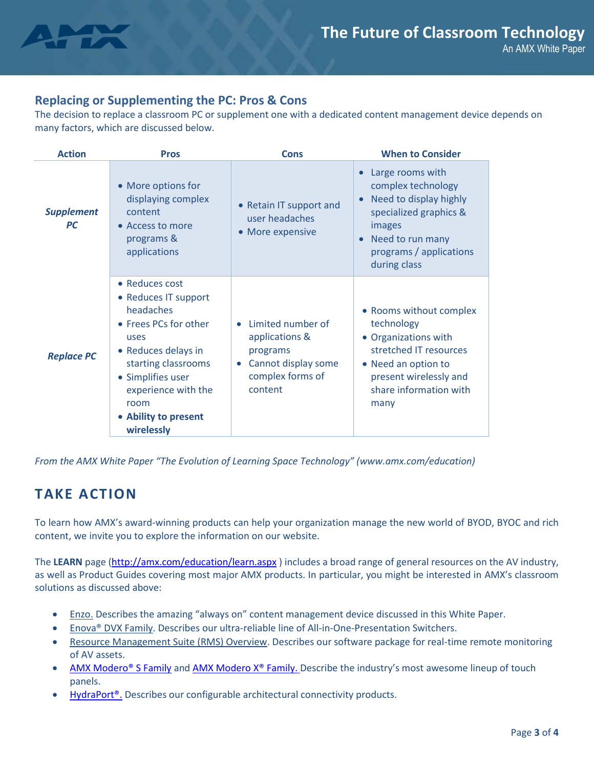## Replacing or Supplementing the PC: Pros & Cons

The decision to replace a classroom PC or supplement one with a dedicated content management device depends on many factors, which are discussed below.

| Action | Pros | Cons | When to Consider |
|---|---|---|---|
| ***Supplement PC*** | • More options for displaying complex content<br>• Access to more programs & applications | • Retain IT support and user headaches<br>• More expensive | • Large rooms with complex technology<br>• Need to display highly specialized graphics & images<br>• Need to run many programs / applications during class |
| ***Replace PC*** | • Reduces cost<br>• Reduces IT support headaches<br>• Frees PCs for other uses<br>• Reduces delays in starting classrooms<br>• Simplifies user experience with the room<br>• **Ability to present wirelessly** | • Limited number of applications & programs<br>• Cannot display some complex forms of content | • Rooms without complex technology<br>• Organizations with stretched IT resources<br>• Need an option to present wirelessly and share information with many |

*From the AMX White Paper "The Evolution of Learning Space Technology" (www.amx.com/education)*

## TAKE ACTION

To learn how AMX's award-winning products can help your organization manage the new world of BYOD, BYOC and rich content, we invite you to explore the information on our website.

The **LEARN** page (http://amx.com/education/learn.aspx ) includes a broad range of general resources on the AV industry, as well as Product Guides covering most major AMX products. In particular, you might be interested in AMX's classroom solutions as discussed above:

- Enzo. Describes the amazing "always on" content management device discussed in this White Paper.
- Enova® DVX Family. Describes our ultra-reliable line of All-in-One-Presentation Switchers.
- Resource Management Suite (RMS) Overview. Describes our software package for real-time remote monitoring of AV assets.
- AMX Modero® S Family and AMX Modero X® Family. Describe the industry's most awesome lineup of touch panels.
- HydraPort®. Describes our configurable architectural connectivity products.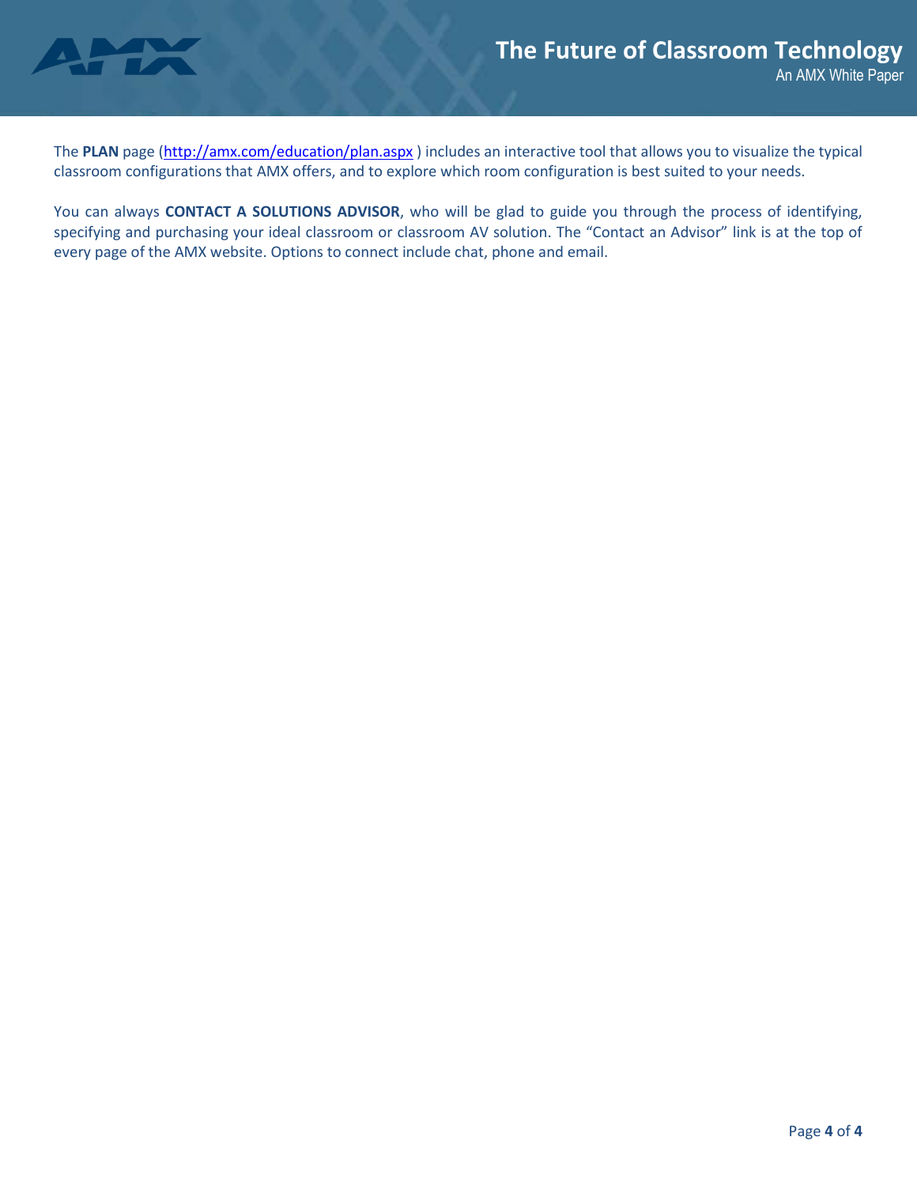The **PLAN** page (http://amx.com/education/plan.aspx ) includes an interactive tool that allows you to visualize the typical classroom configurations that AMX offers, and to explore which room configuration is best suited to your needs.

You can always **CONTACT A SOLUTIONS ADVISOR**, who will be glad to guide you through the process of identifying, specifying and purchasing your ideal classroom or classroom AV solution. The “Contact an Advisor” link is at the top of every page of the AMX website. Options to connect include chat, phone and email.